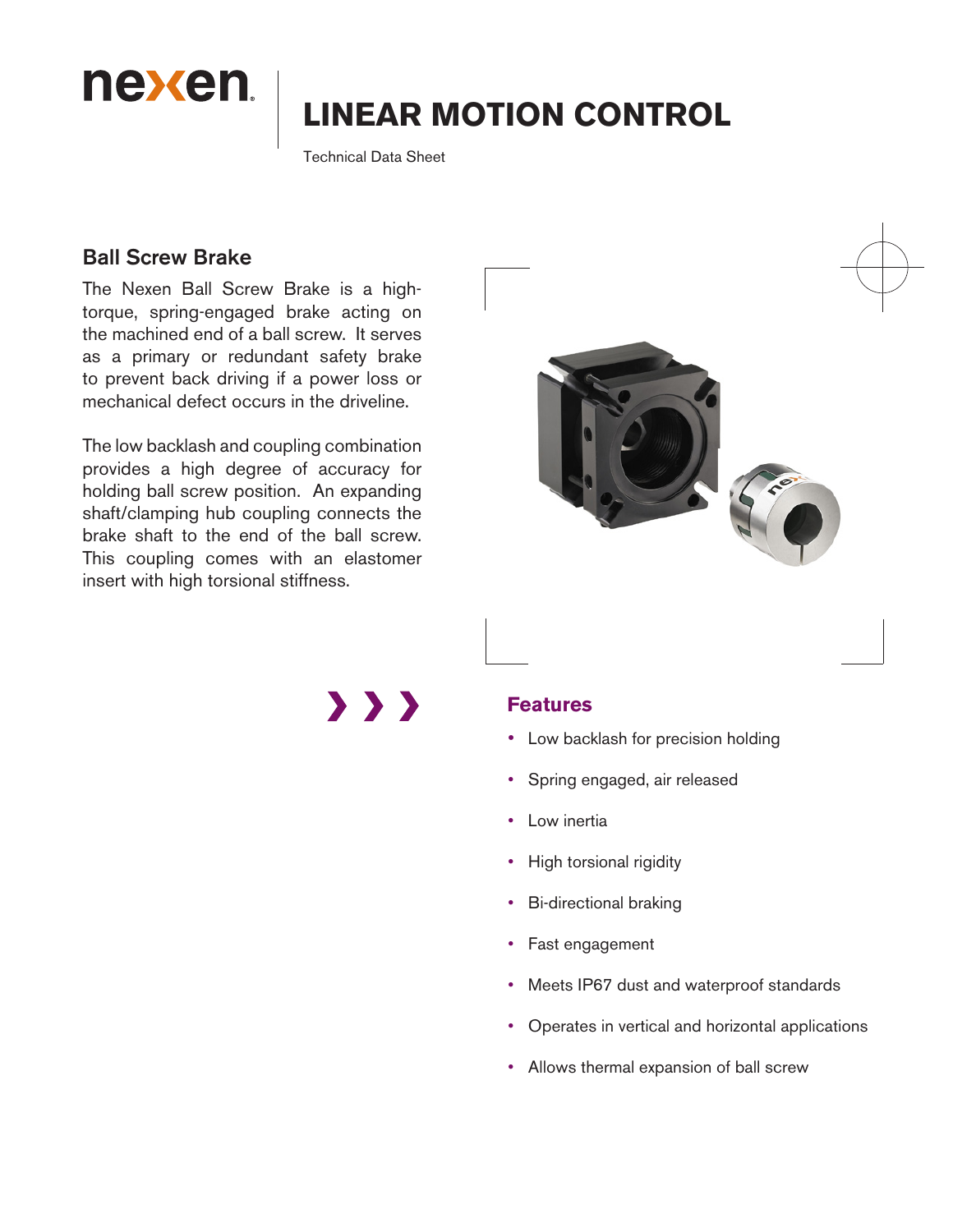# LINEAR MOTION CONTROL

Technical Data Sheet

## Ball Screw Brake

The Nexen Ball Screw Brake is a high-torque, spring-engaged brake acting on the machined end of a ball screw. It serves as a primary or redundant safety brake to prevent back driving if a power loss or mechanical defect occurs in the driveline.

The low backlash and coupling combination provides a high degree of accuracy for holding ball screw position. An expanding shaft/clamping hub coupling connects the brake shaft to the end of the ball screw. This coupling comes with an elastomer insert with high torsional stiffness.

### Features

- Low backlash for precision holding
- Spring engaged, air released
- Low inertia
- High torsional rigidity
- Bi-directional braking
- Fast engagement
- Meets IP67 dust and waterproof standards
- Operates in vertical and horizontal applications
- Allows thermal expansion of ball screw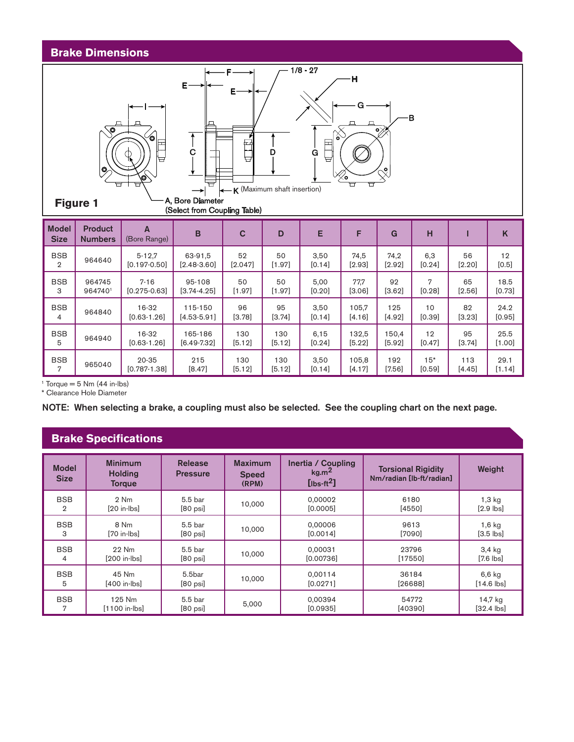## Brake Dimensions

**Figure 1**

A, Bore Diameter (Select from Coupling Table)

K (Maximum shaft insertion)

| Model Size | Product Numbers | A (Bore Range) | B | C | D | E | F | G | H | I | K |
|---|---|---|---|---|---|---|---|---|---|---|---|
| BSB 2 | 964640 | 5-12,7 [0.197-0.50] | 63-91,5 [2.48-3.60] | 52 [2.047] | 50 [1.97] | 3,50 [0.14] | 74,5 [2.93] | 74,2 [2.92] | 6,3 [0.24] | 56 [2.20] | 12 [0.5] |
| BSB 3 | 964745 964740[1] | 7-16 [0.275-0.63] | 95-108 [3.74-4.25] | 50 [1.97] | 50 [1.97] | 5,00 [0.20] | 77,7 [3.06] | 92 [3.62] | 7 [0.28] | 65 [2.56] | 18.5 [0.73] |
| BSB 4 | 964840 | 16-32 [0.63-1.26] | 115-150 [4.53-5.91] | 96 [3.78] | 95 [3.74] | 3,50 [0.14] | 105,7 [4.16] | 125 [4.92] | 10 [0.39] | 82 [3.23] | 24.2 [0.95] |
| BSB 5 | 964940 | 16-32 [0.63-1.26] | 165-186 [6.49-7.32] | 130 [5.12] | 130 [5.12] | 6,15 [0.24] | 132,5 [5.22] | 150,4 [5.92] | 12 [0.47] | 95 [3.74] | 25.5 [1.00] |
| BSB 7 | 965040 | 20-35 [0.787-1.38] | 215 [8.47] | 130 [5.12] | 130 [5.12] | 3,50 [0.14] | 105,8 [4.17] | 192 [7.56] | 15* [0.59] | 113 [4.45] | 29.1 [1.14] |

[1] Torque = 5 Nm (44 in-lbs)
* Clearance Hole Diameter

**NOTE: When selecting a brake, a coupling must also be selected. See the coupling chart on the next page.**

## Brake Specifications

| Model Size | Minimum Holding Torque | Release Pressure | Maximum Speed (RPM) | Inertia / Coupling kg.m$^2$ [lbs-ft$^2$] | Torsional Rigidity Nm/radian [lb-ft/radian] | Weight |
|---|---|---|---|---|---|---|
| BSB 2 | 2 Nm [20 in-lbs] | 5.5 bar [80 psi] | 10,000 | 0,00002 [0.0005] | 6180 [4550] | 1,3 kg [2.9 lbs] |
| BSB 3 | 8 Nm [70 in-lbs] | 5.5 bar [80 psi] | 10,000 | 0,00006 [0.0014] | 9613 [7090] | 1,6 kg [3.5 lbs] |
| BSB 4 | 22 Nm [200 in-lbs] | 5.5 bar [80 psi] | 10,000 | 0,00031 [0.00736] | 23796 [17550] | 3,4 kg [7.6 lbs] |
| BSB 5 | 45 Nm [400 in-lbs] | 5.5bar [80 psi] | 10,000 | 0,00114 [0.0271] | 36184 [26688] | 6,6 kg [14.6 lbs] |
| BSB 7 | 125 Nm [1100 in-lbs] | 5.5 bar [80 psi] | 5,000 | 0,00394 [0.0935] | 54772 [40390] | 14,7 kg [32.4 lbs] |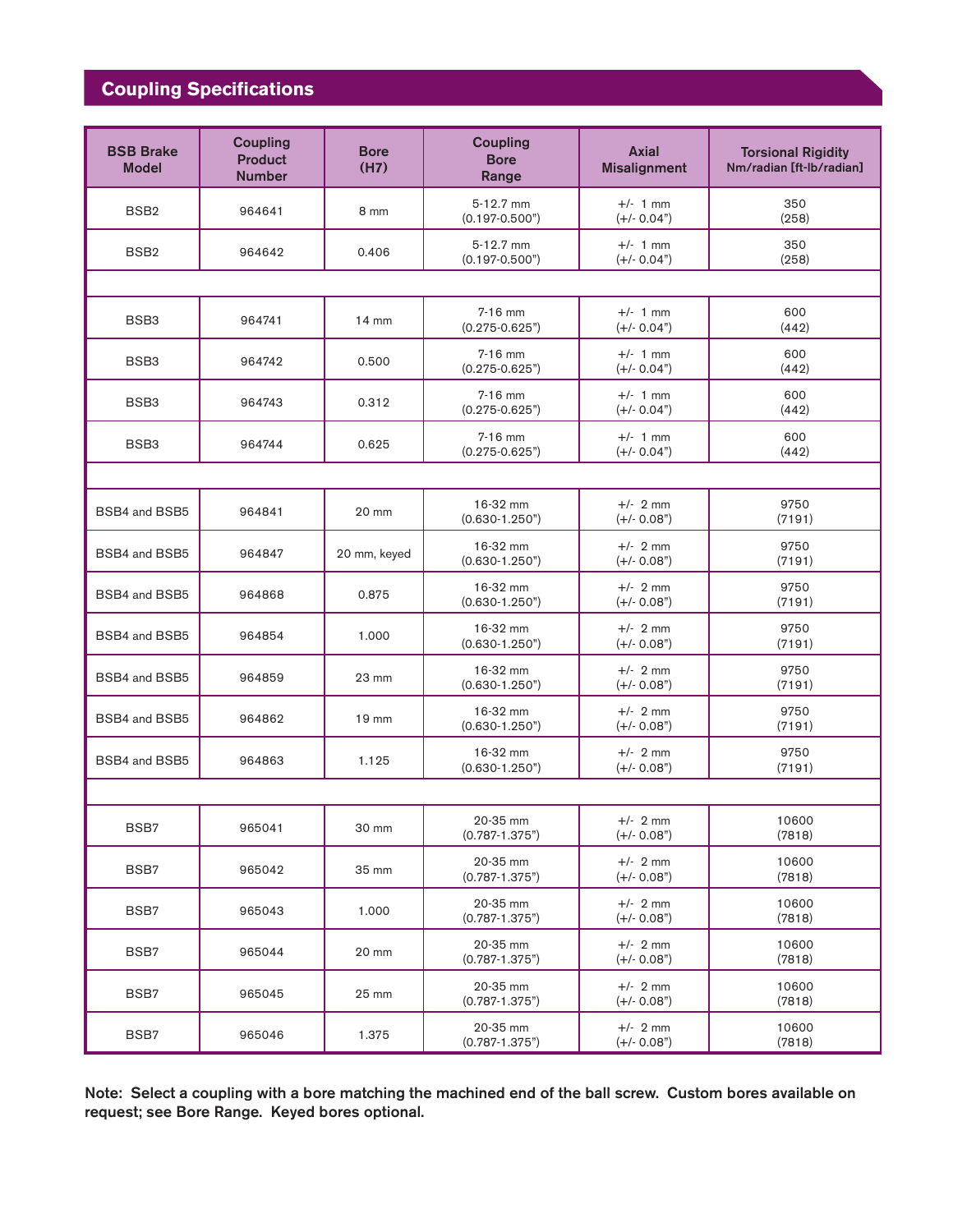## Coupling Specifications

| BSB Brake Model | Coupling Product Number | Bore (H7) | Coupling Bore Range | Axial Misalignment | Torsional Rigidity Nm/radian [ft-lb/radian] |
|---|---|---|---|---|---|
| BSB2 | 964641 | 8 mm | 5-12.7 mm (0.197-0.500") | +/- 1 mm (+/- 0.04") | 350 (258) |
| BSB2 | 964642 | 0.406 | 5-12.7 mm (0.197-0.500") | +/- 1 mm (+/- 0.04") | 350 (258) |
| | | | | | |
| BSB3 | 964741 | 14 mm | 7-16 mm (0.275-0.625") | +/- 1 mm (+/- 0.04") | 600 (442) |
| BSB3 | 964742 | 0.500 | 7-16 mm (0.275-0.625") | +/- 1 mm (+/- 0.04") | 600 (442) |
| BSB3 | 964743 | 0.312 | 7-16 mm (0.275-0.625") | +/- 1 mm (+/- 0.04") | 600 (442) |
| BSB3 | 964744 | 0.625 | 7-16 mm (0.275-0.625") | +/- 1 mm (+/- 0.04") | 600 (442) |
| | | | | | |
| BSB4 and BSB5 | 964841 | 20 mm | 16-32 mm (0.630-1.250") | +/- 2 mm (+/- 0.08") | 9750 (7191) |
| BSB4 and BSB5 | 964847 | 20 mm, keyed | 16-32 mm (0.630-1.250") | +/- 2 mm (+/- 0.08") | 9750 (7191) |
| BSB4 and BSB5 | 964868 | 0.875 | 16-32 mm (0.630-1.250") | +/- 2 mm (+/- 0.08") | 9750 (7191) |
| BSB4 and BSB5 | 964854 | 1.000 | 16-32 mm (0.630-1.250") | +/- 2 mm (+/- 0.08") | 9750 (7191) |
| BSB4 and BSB5 | 964859 | 23 mm | 16-32 mm (0.630-1.250") | +/- 2 mm (+/- 0.08") | 9750 (7191) |
| BSB4 and BSB5 | 964862 | 19 mm | 16-32 mm (0.630-1.250") | +/- 2 mm (+/- 0.08") | 9750 (7191) |
| BSB4 and BSB5 | 964863 | 1.125 | 16-32 mm (0.630-1.250") | +/- 2 mm (+/- 0.08") | 9750 (7191) |
| | | | | | |
| BSB7 | 965041 | 30 mm | 20-35 mm (0.787-1.375") | +/- 2 mm (+/- 0.08") | 10600 (7818) |
| BSB7 | 965042 | 35 mm | 20-35 mm (0.787-1.375") | +/- 2 mm (+/- 0.08") | 10600 (7818) |
| BSB7 | 965043 | 1.000 | 20-35 mm (0.787-1.375") | +/- 2 mm (+/- 0.08") | 10600 (7818) |
| BSB7 | 965044 | 20 mm | 20-35 mm (0.787-1.375") | +/- 2 mm (+/- 0.08") | 10600 (7818) |
| BSB7 | 965045 | 25 mm | 20-35 mm (0.787-1.375") | +/- 2 mm (+/- 0.08") | 10600 (7818) |
| BSB7 | 965046 | 1.375 | 20-35 mm (0.787-1.375") | +/- 2 mm (+/- 0.08") | 10600 (7818) |

**Note: Select a coupling with a bore matching the machined end of the ball screw. Custom bores available on request; see Bore Range. Keyed bores optional.**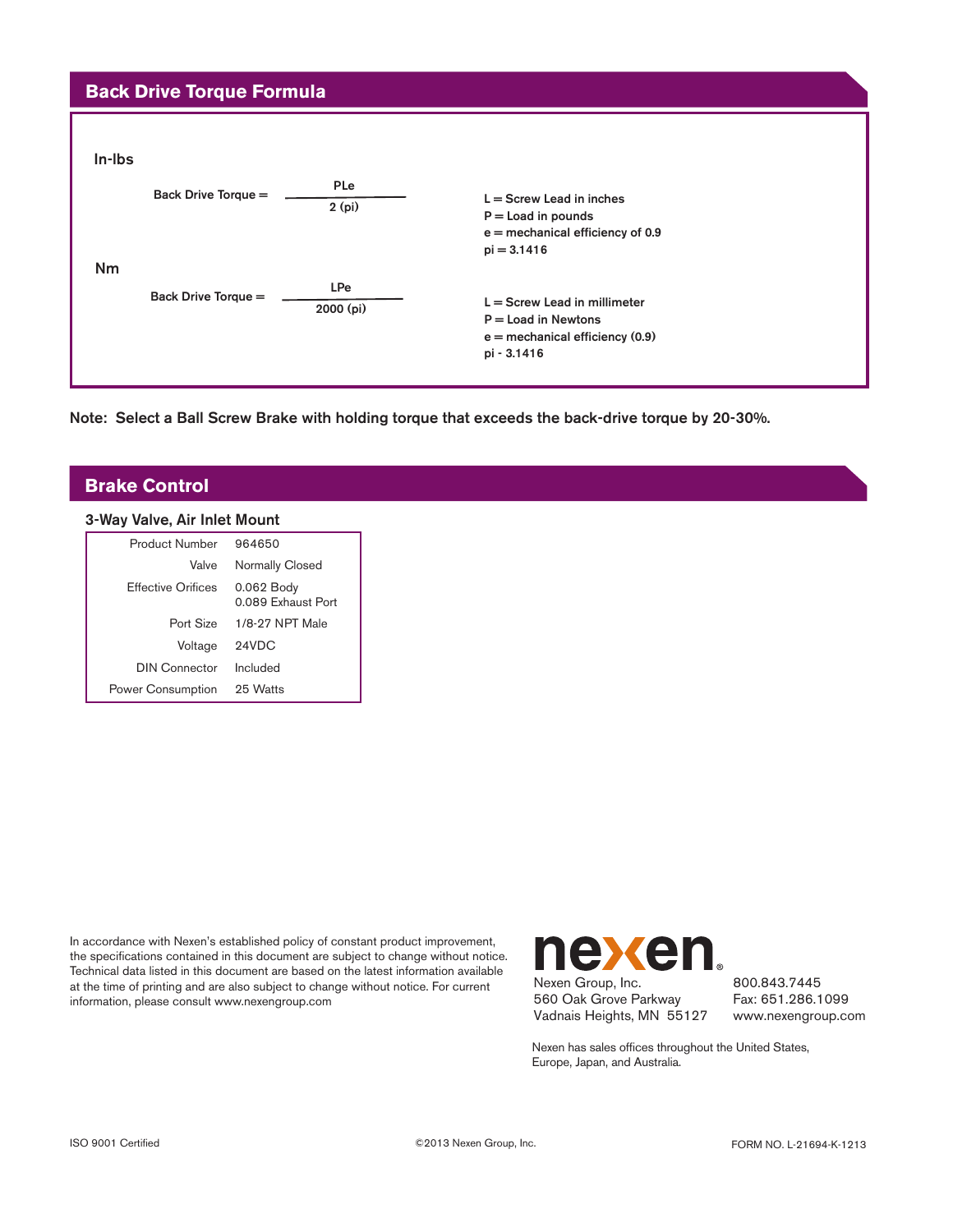## Back Drive Torque Formula

**In-lbs**

$$\text{Back Drive Torque} = \frac{PLe}{2(pi)}$$

**L = Screw Lead in inches**
**P = Load in pounds**
**e = mechanical efficiency of 0.9**
**pi = 3.1416**

**Nm**

$$\text{Back Drive Torque} = \frac{LPe}{2000(pi)}$$

**L = Screw Lead in millimeter**
**P = Load in Newtons**
**e = mechanical efficiency (0.9)**
**pi - 3.1416**

**Note: Select a Ball Screw Brake with holding torque that exceeds the back-drive torque by 20-30%.**

## Brake Control

### 3-Way Valve, Air Inlet Mount

| | |
|---|---|
| Product Number | 964650 |
| Valve | Normally Closed |
| Effective Orifices | 0.062 Body<br>0.089 Exhaust Port |
| Port Size | 1/8-27 NPT Male |
| Voltage | 24VDC |
| DIN Connector | Included |
| Power Consumption | 25 Watts |

In accordance with Nexen's established policy of constant product improvement, the specifications contained in this document are subject to change without notice. Technical data listed in this document are based on the latest information available at the time of printing and are also subject to change without notice. For current information, please consult www.nexengroup.com

nexen®

Nexen Group, Inc.
560 Oak Grove Parkway
Vadnais Heights, MN 55127

800.843.7445
Fax: 651.286.1099
www.nexengroup.com

Nexen has sales offices throughout the United States, Europe, Japan, and Australia.

ISO 9001 Certified

©2013 Nexen Group, Inc.

FORM NO. L-21694-K-1213